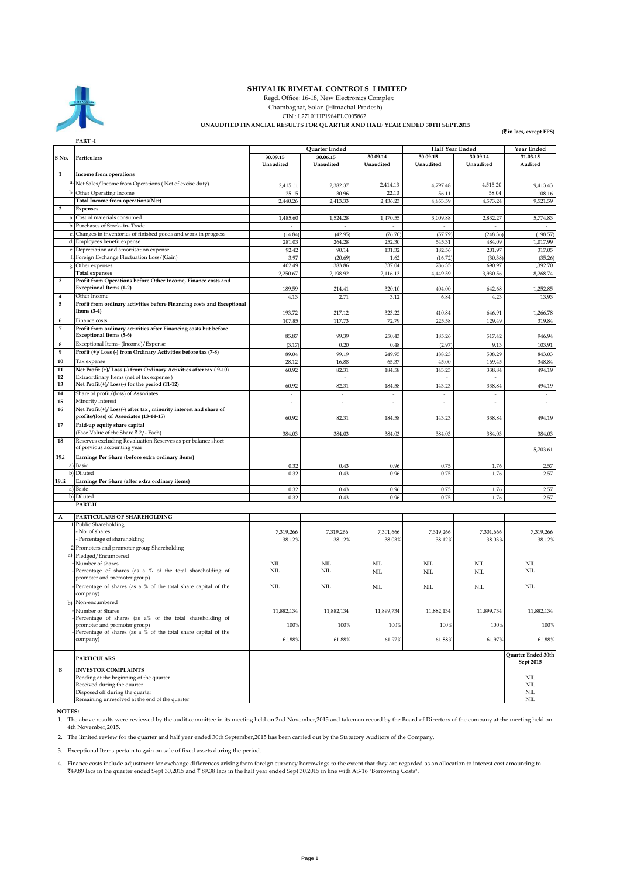# SHIVALIK BIMETAL CONTROLS LIMITED

Regd. Office: 16-18, New Electronics Complex
Chambaghat, Solan (Himachal Pradesh)
CIN : L27101HP1984PLC005862

**UNAUDITED FINANCIAL RESULTS FOR QUARTER AND HALF YEAR ENDED 30TH SEPT,2015**

**(₹ in lacs, except EPS)**

**PART -I**

| S No. | Particulars | Quarter Ended | | | Half Year Ended | | Year Ended |
|---|---|---|---|---|---|---|---|
| | | 30.09.15 | 30.06.15 | 30.09.14 | 30.09.15 | 30.09.14 | 31.03.15 |
| | | Unaudited | Unaudited | Unaudited | Unaudited | Unaudited | Audited |
| 1 | **Income from operations** | | | | | | |
| a. | Net Sales/Income from Operations ( Net of excise duty) | 2,415.11 | 2,382.37 | 2,414.13 | 4,797.48 | 4,515.20 | 9,413.43 |
| b. | Other Operating Income | 25.15 | 30.96 | 22.10 | 56.11 | 58.04 | 108.16 |
| | **Total Income from operations(Net)** | 2,440.26 | 2,413.33 | 2,436.23 | 4,853.59 | 4,573.24 | 9,521.59 |
| 2 | **Expenses** | | | | | | |
| a. | Cost of materials consumed | 1,485.60 | 1,524.28 | 1,470.55 | 3,009.88 | 2,832.27 | 5,774.83 |
| b. | Purchases of Stock- in- Trade | - | - | - | - | - | - |
| c. | Changes in inventories of finished goods and work in progress | (14.84) | (42.95) | (76.70) | (57.79) | (248.36) | (198.57) |
| d. | Employees benefit expense | 281.03 | 264.28 | 252.30 | 545.31 | 484.09 | 1,017.99 |
| e. | Depreciation and amortisation expense | 92.42 | 90.14 | 131.32 | 182.56 | 201.97 | 317.05 |
| f. | Foreign Exchange Fluctuation Loss/(Gain) | 3.97 | (20.69) | 1.62 | (16.72) | (30.38) | (35.26) |
| g. | Other expenses | 402.49 | 383.86 | 337.04 | 786.35 | 690.97 | 1,392.70 |
| | **Total expenses** | 2,250.67 | 2,198.92 | 2,116.13 | 4,449.59 | 3,930.56 | 8,268.74 |
| 3 | **Profit from Operations before Other Income, Finance costs and Exceptional Items (1-2)** | 189.59 | 214.41 | 320.10 | 404.00 | 642.68 | 1,252.85 |
| 4 | Other Income | 4.13 | 2.71 | 3.12 | 6.84 | 4.23 | 13.93 |
| 5 | **Profit from ordinary activities before Financing costs and Exceptional Items (3-4)** | 193.72 | 217.12 | 323.22 | 410.84 | 646.91 | 1,266.78 |
| 6 | Finance costs | 107.85 | 117.73 | 72.79 | 225.58 | 129.49 | 319.84 |
| 7 | **Profit from ordinary activities after Financing costs but before Exceptional Items (5-6)** | 85.87 | 99.39 | 250.43 | 185.26 | 517.42 | 946.94 |
| 8 | Exceptional Items- (Income)/Expense | (3.17) | 0.20 | 0.48 | (2.97) | 9.13 | 103.91 |
| 9 | **Profit (+)/ Loss (-) from Ordinary Activities before tax (7-8)** | 89.04 | 99.19 | 249.95 | 188.23 | 508.29 | 843.03 |
| 10 | Tax expense | 28.12 | 16.88 | 65.37 | 45.00 | 169.45 | 348.84 |
| 11 | **Net Profit (+)/ Loss (-) from Ordinary Activities after tax ( 9-10)** | 60.92 | 82.31 | 184.58 | 143.23 | 338.84 | 494.19 |
| 12 | Extraordinary Items (net of tax expense ) | | - | | - | - | |
| 13 | **Net Profit(+)/ Loss(-) for the period (11-12)** | 60.92 | 82.31 | 184.58 | 143.23 | 338.84 | 494.19 |
| 14 | Share of profit/(loss) of Associates | - | - | - | - | - | - |
| 15 | Minority Interest | - | - | - | - | - | - |
| 16 | **Net Profit(+)/ Loss(-) after tax , minority interest and share of profits/(loss) of Associates (13-14-15)** | 60.92 | 82.31 | 184.58 | 143.23 | 338.84 | 494.19 |
| 17 | **Paid-up equity share capital** (Face Value of the Share ₹ 2/- Each) | 384.03 | 384.03 | 384.03 | 384.03 | 384.03 | 384.03 |
| 18 | Reserves excluding Revaluation Reserves as per balance sheet of previous accounting year | | | | | | 5,703.61 |
| 19.i | **Earnings Per Share (before extra ordinary items)** | | | | | | |
| a) | Basic | 0.32 | 0.43 | 0.96 | 0.75 | 1.76 | 2.57 |
| b) | Diluted | 0.32 | 0.43 | 0.96 | 0.75 | 1.76 | 2.57 |
| 19.ii | **Earnings Per Share (after extra ordinary items)** | | | | | | |
| a) | Basic | 0.32 | 0.43 | 0.96 | 0.75 | 1.76 | 2.57 |
| b) | Diluted | 0.32 | 0.43 | 0.96 | 0.75 | 1.76 | 2.57 |

**PART-II**

| | Particulars | 30.09.15 | 30.06.15 | 30.09.14 | 30.09.15 | 30.09.14 | 31.03.15 |
|---|---|---|---|---|---|---|---|
| A | **PARTICULARS OF SHAREHOLDING** | | | | | | |
| 1 | Public Shareholding | | | | | | |
| | - No. of shares | 7,319,266 | 7,319,266 | 7,301,666 | 7,319,266 | 7,301,666 | 7,319,266 |
| | - Percentage of shareholding | 38.12% | 38.12% | 38.03% | 38.12% | 38.03% | 38.12% |
| 2 | Promoters and promoter group Shareholding | | | | | | |
| a) | Pledged/Encumbered | | | | | | |
| | - Number of shares | NIL | NIL | NIL | NIL | NIL | NIL |
| | - Percentage of shares (as a % of the total shareholding of promoter and promoter group) | NIL | NIL | NIL | NIL | NIL | NIL |
| | - Percentage of shares (as a % of the total share capital of the company) | NIL | NIL | NIL | NIL | NIL | NIL |
| b) | Non-encumbered | | | | | | |
| | - Number of Shares | 11,882,134 | 11,882,134 | 11,899,734 | 11,882,134 | 11,899,734 | 11,882,134 |
| | - Percentage of shares (as a% of the total shareholding of promoter and promoter group) | 100% | 100% | 100% | 100% | 100% | 100% |
| | - Percentage of shares (as a % of the total share capital of the company) | 61.88% | 61.88% | 61.97% | 61.88% | 61.97% | 61.88% |

| | PARTICULARS | Quarter Ended 30th Sept 2015 |
|---|---|---|
| B | **INVESTOR COMPLAINTS** | |
| | Pending at the beginning of the quarter | NIL |
| | Received during the quarter | NIL |
| | Disposed off during the quarter | NIL |
| | Remaining unresolved at the end of the quarter | NIL |

**NOTES:**

1. The above results were reviewed by the audit committee in its meeting held on 2nd November,2015 and taken on record by the Board of Directors of the company at the meeting held on 4th November,2015.

2. The limited review for the quarter and half year ended 30th September,2015 has been carried out by the Statutory Auditors of the Company.

3. Exceptional Items pertain to gain on sale of fixed assets during the period.

4. Finance costs include adjustment for exchange differences arising from foreign currency borrowings to the extent that they are regarded as an allocation to interest cost amounting to ₹49.89 lacs in the quarter ended Sept 30,2015 and ₹ 89.38 lacs in the half year ended Sept 30,2015 in line with AS-16 "Borrowing Costs".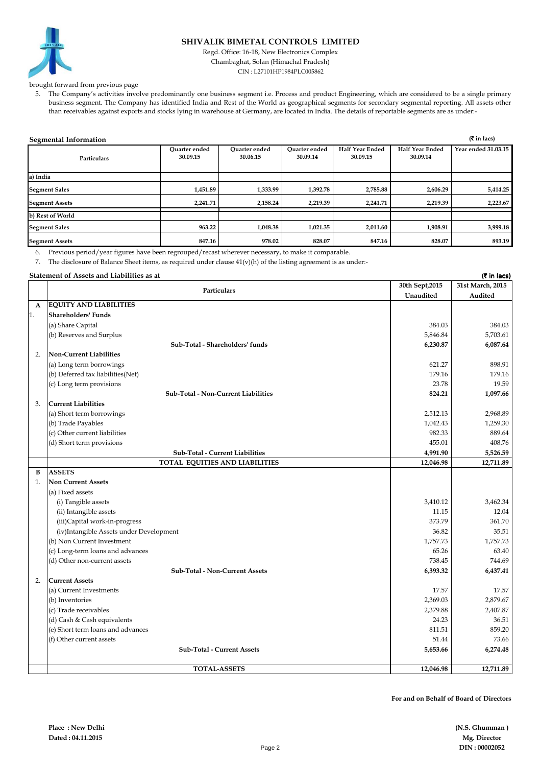# SHIVALIK BIMETAL CONTROLS LIMITED

Regd. Office: 16-18, New Electronics Complex
Chambaghat, Solan (Himachal Pradesh)
CIN : L27101HP1984PLC005862

brought forward from previous page

5. The Company's activities involve predominantly one business segment i.e. Process and product Engineering, which are considered to be a single primary business segment. The Company has identified India and Rest of the World as geographical segments for secondary segmental reporting. All assets other than receivables against exports and stocks lying in warehouse at Germany, are located in India. The details of reportable segments are as under:-

**Segmental Information** (₹ in lacs)

| Particulars | Quarter ended 30.09.15 | Quarter ended 30.06.15 | Quarter ended 30.09.14 | Half Year Ended 30.09.15 | Half Year Ended 30.09.14 | Year ended 31.03.15 |
|---|---|---|---|---|---|---|
| **a) India** | | | | | | |
| **Segment Sales** | 1,451.89 | 1,333.99 | 1,392.78 | 2,785.88 | 2,606.29 | 5,414.25 |
| **Segment Assets** | 2,241.71 | 2,158.24 | 2,219.39 | 2,241.71 | 2,219.39 | 2,223.67 |
| **b) Rest of World** | | | | | | |
| **Segment Sales** | 963.22 | 1,048.38 | 1,021.35 | 2,011.60 | 1,908.91 | 3,999.18 |
| **Segment Assets** | 847.16 | 978.02 | 828.07 | 847.16 | 828.07 | 893.19 |

6. Previous period/year figures have been regrouped/recast wherever necessary, to make it comparable.
7. The disclosure of Balance Sheet items, as required under clause 41(v)(h) of the listing agreement is as under:-

**Statement of Assets and Liabilities as at** (₹ in lacs)

| | Particulars | 30th Sept,2015 Unaudited | 31st March, 2015 Audited |
|---|---|---|---|
| **A** | **EQUITY AND LIABILITIES** | | |
| 1. | **Shareholders' Funds** | | |
| | (a) Share Capital | 384.03 | 384.03 |
| | (b) Reserves and Surplus | 5,846.84 | 5,703.61 |
| | **Sub-Total - Shareholders' funds** | **6,230.87** | **6,087.64** |
| 2. | **Non-Current Liabilities** | | |
| | (a) Long term borrowings | 621.27 | 898.91 |
| | (b) Deferred tax liabilities(Net) | 179.16 | 179.16 |
| | (c) Long term provisions | 23.78 | 19.59 |
| | **Sub-Total - Non-Current Liabilities** | **824.21** | **1,097.66** |
| 3. | **Current Liabilities** | | |
| | (a) Short term borrowings | 2,512.13 | 2,968.89 |
| | (b) Trade Payables | 1,042.43 | 1,259.30 |
| | (c) Other current liabilities | 982.33 | 889.64 |
| | (d) Short term provisions | 455.01 | 408.76 |
| | **Sub-Total - Current Liabilities** | **4,991.90** | **5,526.59** |
| | **TOTAL EQUITIES AND LIABILITIES** | **12,046.98** | **12,711.89** |
| **B** | **ASSETS** | | |
| 1. | **Non Current Assets** | | |
| | (a) Fixed assets | | |
| | (i) Tangible assets | 3,410.12 | 3,462.34 |
| | (ii) Intangible assets | 11.15 | 12.04 |
| | (iii)Capital work-in-progress | 373.79 | 361.70 |
| | (iv)Intangible Assets under Development | 36.82 | 35.51 |
| | (b) Non Current Investment | 1,757.73 | 1,757.73 |
| | (c) Long-term loans and advances | 65.26 | 63.40 |
| | (d) Other non-current assets | 738.45 | 744.69 |
| | **Sub-Total - Non-Current Assets** | **6,393.32** | **6,437.41** |
| 2. | **Current Assets** | | |
| | (a) Current Investments | 17.57 | 17.57 |
| | (b) Inventories | 2,369.03 | 2,879.67 |
| | (c) Trade receivables | 2,379.88 | 2,407.87 |
| | (d) Cash & Cash equivalents | 24.23 | 36.51 |
| | (e) Short term loans and advances | 811.51 | 859.20 |
| | (f) Other current assets | 51.44 | 73.66 |
| | **Sub-Total - Current Assets** | **5,653.66** | **6,274.48** |
| | **TOTAL-ASSETS** | **12,046.98** | **12,711.89** |

**For and on Behalf of Board of Directors**

**Place : New Delhi**
**Dated : 04.11.2015**

**(N.S. Ghumman )**
**Mg. Director**
**DIN : 00002052**